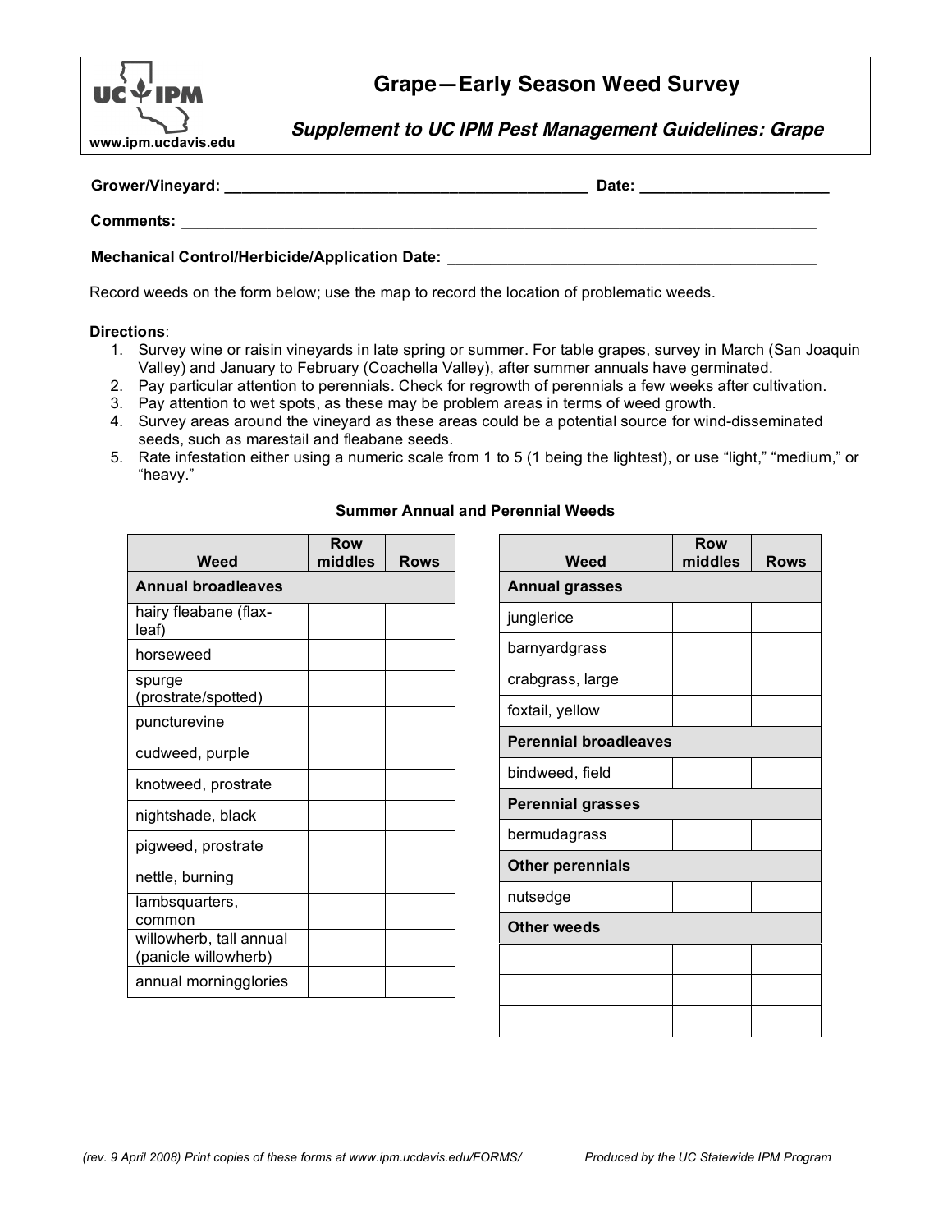UC IPM

www.ipm.ucdavis.edu

# Grape—Early Season Weed Survey

***Supplement to UC IPM Pest Management Guidelines: Grape***

**Grower/Vineyard:** ____________________________________________ **Date:** ______________________

**Comments:** ________________________________________________________________________________

**Mechanical Control/Herbicide/Application Date:** _____________________________________________

Record weeds on the form below; use the map to record the location of problematic weeds.

**Directions**:

1. Survey wine or raisin vineyards in late spring or summer. For table grapes, survey in March (San Joaquin Valley) and January to February (Coachella Valley), after summer annuals have germinated.
2. Pay particular attention to perennials. Check for regrowth of perennials a few weeks after cultivation.
3. Pay attention to wet spots, as these may be problem areas in terms of weed growth.
4. Survey areas around the vineyard as these areas could be a potential source for wind-disseminated seeds, such as marestail and fleabane seeds.
5. Rate infestation either using a numeric scale from 1 to 5 (1 being the lightest), or use "light," "medium," or "heavy."

**Summer Annual and Perennial Weeds**

| Weed | Row middles | Rows |
|---|---|---|
| **Annual broadleaves** | | |
| hairy fleabane (flax-leaf) | | |
| horseweed | | |
| spurge (prostrate/spotted) | | |
| puncturevine | | |
| cudweed, purple | | |
| knotweed, prostrate | | |
| nightshade, black | | |
| pigweed, prostrate | | |
| nettle, burning | | |
| lambsquarters, common | | |
| willowherb, tall annual (panicle willowherb) | | |
| annual morningglories | | |

| Weed | Row middles | Rows |
|---|---|---|
| **Annual grasses** | | |
| junglerice | | |
| barnyardgrass | | |
| crabgrass, large | | |
| foxtail, yellow | | |
| **Perennial broadleaves** | | |
| bindweed, field | | |
| **Perennial grasses** | | |
| bermudagrass | | |
| **Other perennials** | | |
| nutsedge | | |
| **Other weeds** | | |
| | | |
| | | |
| | | |

*(rev. 9 April 2008) Print copies of these forms at www.ipm.ucdavis.edu/FORMS/* *Produced by the UC Statewide IPM Program*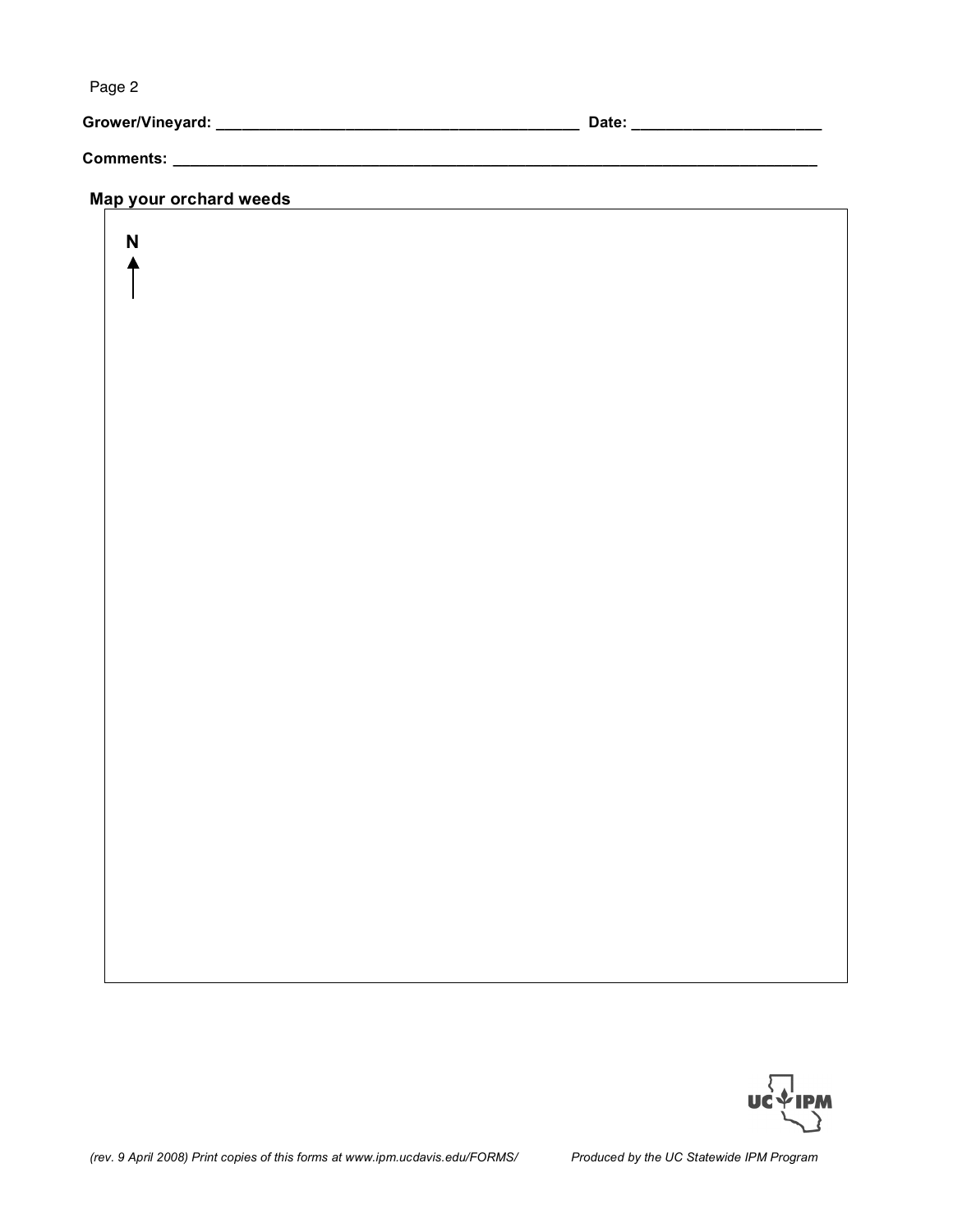**Grower/Vineyard:** ________________________________________ **Date:** ____________________

**Comments:** ______________________________________________________________________

**Map your orchard weeds**

N

*(rev. 9 April 2008) Print copies of this forms at www.ipm.ucdavis.edu/FORMS/*

*Produced by the UC Statewide IPM Program*